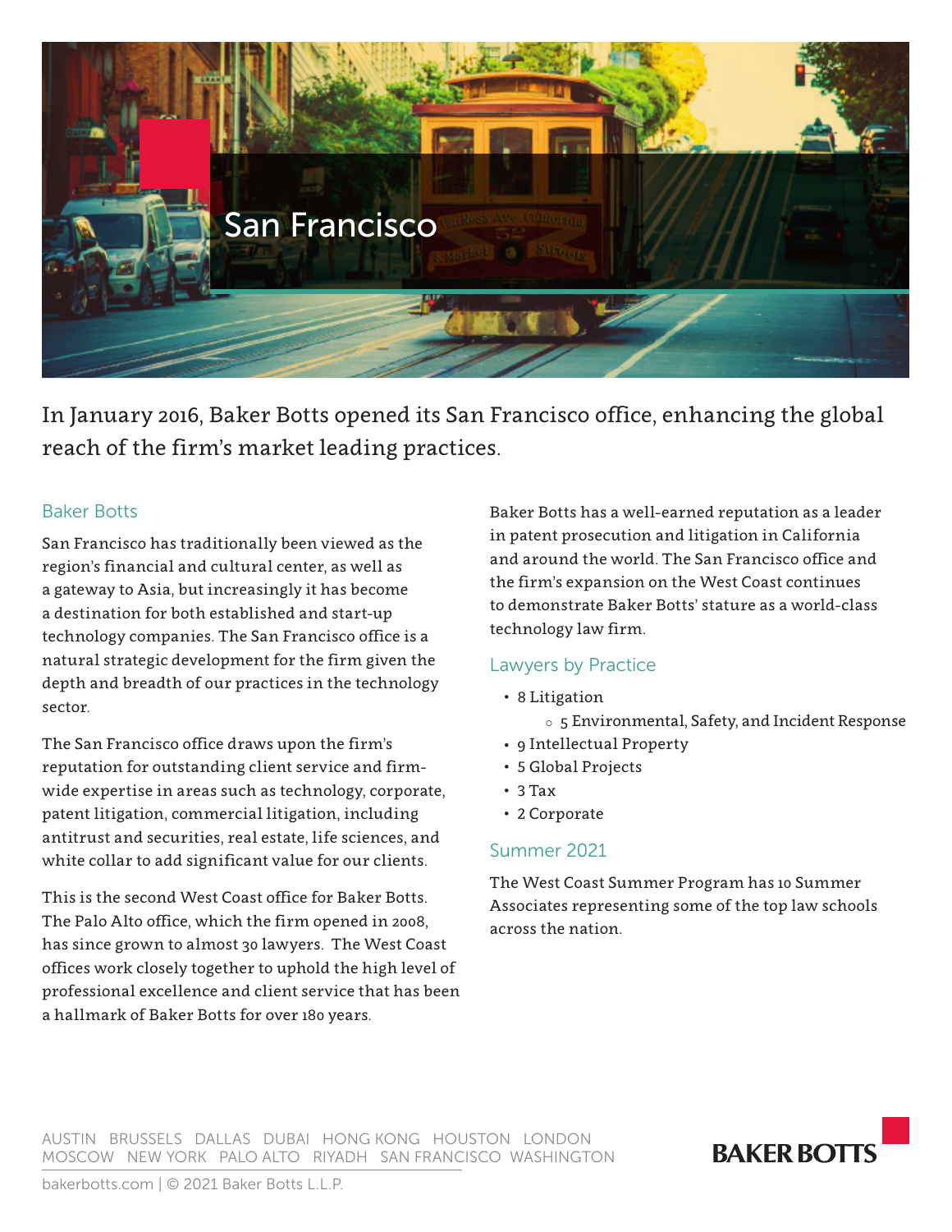# San Francisco

In January 2016, Baker Botts opened its San Francisco office, enhancing the global reach of the firm's market leading practices.

## Baker Botts

San Francisco has traditionally been viewed as the region's financial and cultural center, as well as a gateway to Asia, but increasingly it has become a destination for both established and start-up technology companies. The San Francisco office is a natural strategic development for the firm given the depth and breadth of our practices in the technology sector.

The San Francisco office draws upon the firm's reputation for outstanding client service and firm-wide expertise in areas such as technology, corporate, patent litigation, commercial litigation, including antitrust and securities, real estate, life sciences, and white collar to add significant value for our clients.

This is the second West Coast office for Baker Botts. The Palo Alto office, which the firm opened in 2008, has since grown to almost 30 lawyers. The West Coast offices work closely together to uphold the high level of professional excellence and client service that has been a hallmark of Baker Botts for over 180 years.

Baker Botts has a well-earned reputation as a leader in patent prosecution and litigation in California and around the world. The San Francisco office and the firm's expansion on the West Coast continues to demonstrate Baker Botts' stature as a world-class technology law firm.

## Lawyers by Practice

- 8 Litigation
  - 5 Environmental, Safety, and Incident Response
- 9 Intellectual Property
- 5 Global Projects
- 3 Tax
- 2 Corporate

## Summer 2021

The West Coast Summer Program has 10 Summer Associates representing some of the top law schools across the nation.

AUSTIN BRUSSELS DALLAS DUBAI HONG KONG HOUSTON LONDON MOSCOW NEW YORK PALO ALTO RIYADH SAN FRANCISCO WASHINGTON

bakerbotts.com | © 2021 Baker Botts L.L.P.

BAKER BOTTS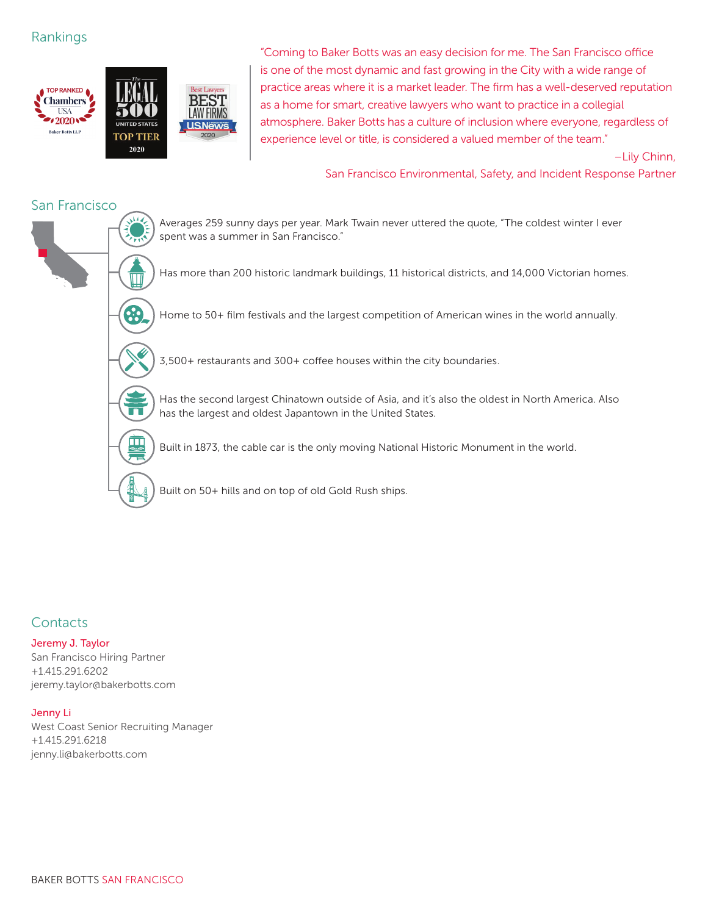## Rankings

"Coming to Baker Botts was an easy decision for me. The San Francisco office is one of the most dynamic and fast growing in the City with a wide range of practice areas where it is a market leader. The firm has a well-deserved reputation as a home for smart, creative lawyers who want to practice in a collegial atmosphere. Baker Botts has a culture of inclusion where everyone, regardless of experience level or title, is considered a valued member of the team."

–Lily Chinn,
San Francisco Environmental, Safety, and Incident Response Partner

## San Francisco

- Averages 259 sunny days per year. Mark Twain never uttered the quote, "The coldest winter I ever spent was a summer in San Francisco."
- Has more than 200 historic landmark buildings, 11 historical districts, and 14,000 Victorian homes.
- Home to 50+ film festivals and the largest competition of American wines in the world annually.
- 3,500+ restaurants and 300+ coffee houses within the city boundaries.
- Has the second largest Chinatown outside of Asia, and it's also the oldest in North America. Also has the largest and oldest Japantown in the United States.
- Built in 1873, the cable car is the only moving National Historic Monument in the world.
- Built on 50+ hills and on top of old Gold Rush ships.

## Contacts

**Jeremy J. Taylor**
San Francisco Hiring Partner
+1.415.291.6202
jeremy.taylor@bakerbotts.com

**Jenny Li**
West Coast Senior Recruiting Manager
+1.415.291.6218
jenny.li@bakerbotts.com